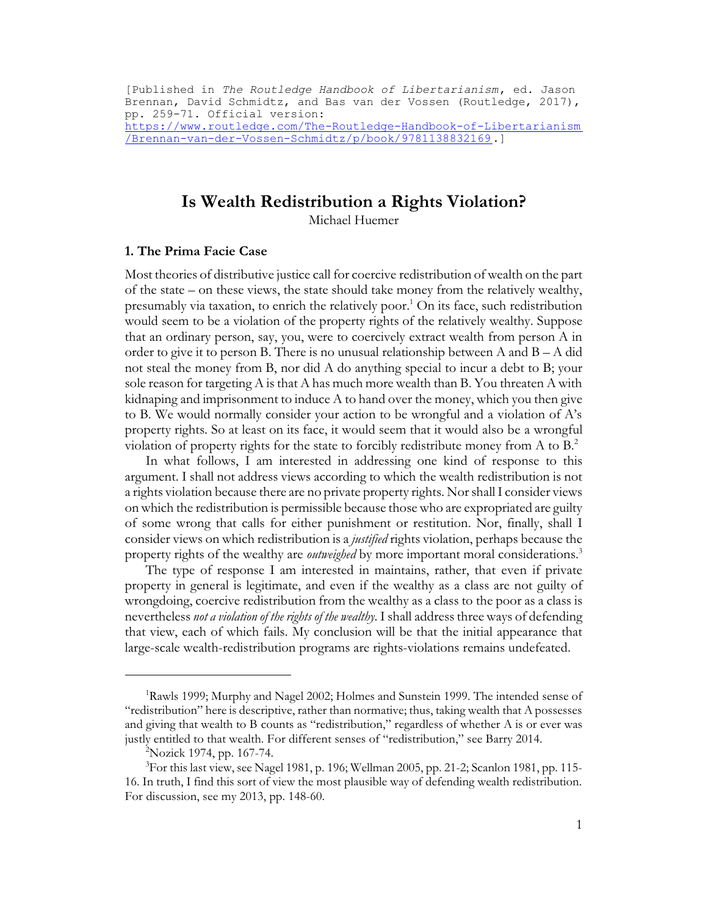[Published in *The Routledge Handbook of Libertarianism*, ed. Jason Brennan, David Schmidtz, and Bas van der Vossen (Routledge, 2017), pp. 259-71. Official version: https://www.routledge.com/The-Routledge-Handbook-of-Libertarianism/Brennan-van-der-Vossen-Schmidtz/p/book/9781138832169.]

# Is Wealth Redistribution a Rights Violation?

Michael Huemer

## 1. The Prima Facie Case

Most theories of distributive justice call for coercive redistribution of wealth on the part of the state – on these views, the state should take money from the relatively wealthy, presumably via taxation, to enrich the relatively poor.[1] On its face, such redistribution would seem to be a violation of the property rights of the relatively wealthy. Suppose that an ordinary person, say, you, were to coercively extract wealth from person A in order to give it to person B. There is no unusual relationship between A and B – A did not steal the money from B, nor did A do anything special to incur a debt to B; your sole reason for targeting A is that A has much more wealth than B. You threaten A with kidnaping and imprisonment to induce A to hand over the money, which you then give to B. We would normally consider your action to be wrongful and a violation of A's property rights. So at least on its face, it would seem that it would also be a wrongful violation of property rights for the state to forcibly redistribute money from A to B.[2]

In what follows, I am interested in addressing one kind of response to this argument. I shall not address views according to which the wealth redistribution is not a rights violation because there are no private property rights. Nor shall I consider views on which the redistribution is permissible because those who are expropriated are guilty of some wrong that calls for either punishment or restitution. Nor, finally, shall I consider views on which redistribution is a *justified* rights violation, perhaps because the property rights of the wealthy are *outweighed* by more important moral considerations.[3]

The type of response I am interested in maintains, rather, that even if private property in general is legitimate, and even if the wealthy as a class are not guilty of wrongdoing, coercive redistribution from the wealthy as a class to the poor as a class is nevertheless *not a violation of the rights of the wealthy*. I shall address three ways of defending that view, each of which fails. My conclusion will be that the initial appearance that large-scale wealth-redistribution programs are rights-violations remains undefeated.

---

[1] Rawls 1999; Murphy and Nagel 2002; Holmes and Sunstein 1999. The intended sense of "redistribution" here is descriptive, rather than normative; thus, taking wealth that A possesses and giving that wealth to B counts as "redistribution," regardless of whether A is or ever was justly entitled to that wealth. For different senses of "redistribution," see Barry 2014.

[2] Nozick 1974, pp. 167-74.

[3] For this last view, see Nagel 1981, p. 196; Wellman 2005, pp. 21-2; Scanlon 1981, pp. 115-16. In truth, I find this sort of view the most plausible way of defending wealth redistribution. For discussion, see my 2013, pp. 148-60.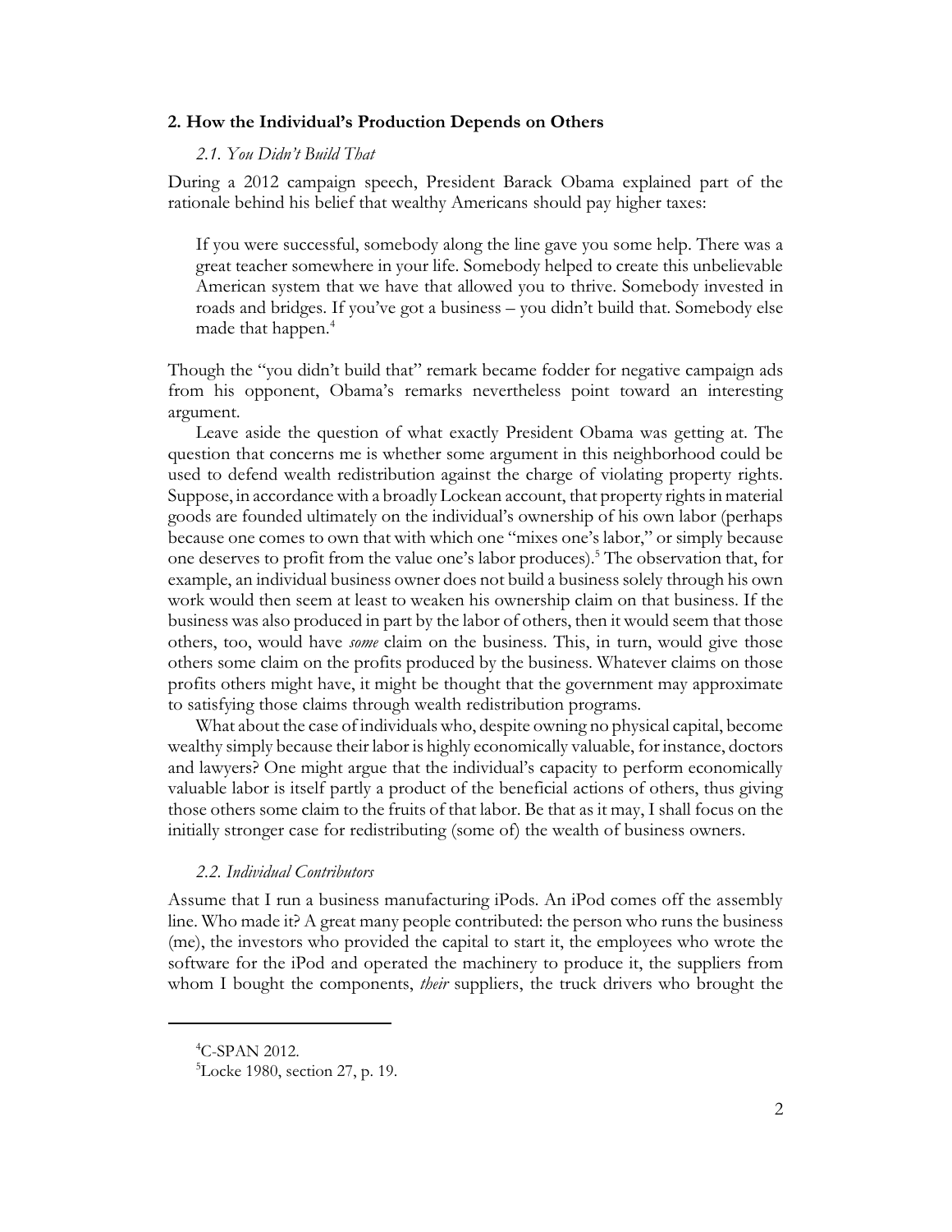## 2. How the Individual's Production Depends on Others

### *2.1. You Didn't Build That*

During a 2012 campaign speech, President Barack Obama explained part of the rationale behind his belief that wealthy Americans should pay higher taxes:

> If you were successful, somebody along the line gave you some help. There was a great teacher somewhere in your life. Somebody helped to create this unbelievable American system that we have that allowed you to thrive. Somebody invested in roads and bridges. If you've got a business – you didn't build that. Somebody else made that happen.[4]

Though the "you didn't build that" remark became fodder for negative campaign ads from his opponent, Obama's remarks nevertheless point toward an interesting argument.

Leave aside the question of what exactly President Obama was getting at. The question that concerns me is whether some argument in this neighborhood could be used to defend wealth redistribution against the charge of violating property rights. Suppose, in accordance with a broadly Lockean account, that property rights in material goods are founded ultimately on the individual's ownership of his own labor (perhaps because one comes to own that with which one "mixes one's labor," or simply because one deserves to profit from the value one's labor produces).[5] The observation that, for example, an individual business owner does not build a business solely through his own work would then seem at least to weaken his ownership claim on that business. If the business was also produced in part by the labor of others, then it would seem that those others, too, would have *some* claim on the business. This, in turn, would give those others some claim on the profits produced by the business. Whatever claims on those profits others might have, it might be thought that the government may approximate to satisfying those claims through wealth redistribution programs.

What about the case of individuals who, despite owning no physical capital, become wealthy simply because their labor is highly economically valuable, for instance, doctors and lawyers? One might argue that the individual's capacity to perform economically valuable labor is itself partly a product of the beneficial actions of others, thus giving those others some claim to the fruits of that labor. Be that as it may, I shall focus on the initially stronger case for redistributing (some of) the wealth of business owners.

### *2.2. Individual Contributors*

Assume that I run a business manufacturing iPods. An iPod comes off the assembly line. Who made it? A great many people contributed: the person who runs the business (me), the investors who provided the capital to start it, the employees who wrote the software for the iPod and operated the machinery to produce it, the suppliers from whom I bought the components, *their* suppliers, the truck drivers who brought the

[4] C-SPAN 2012.

[5] Locke 1980, section 27, p. 19.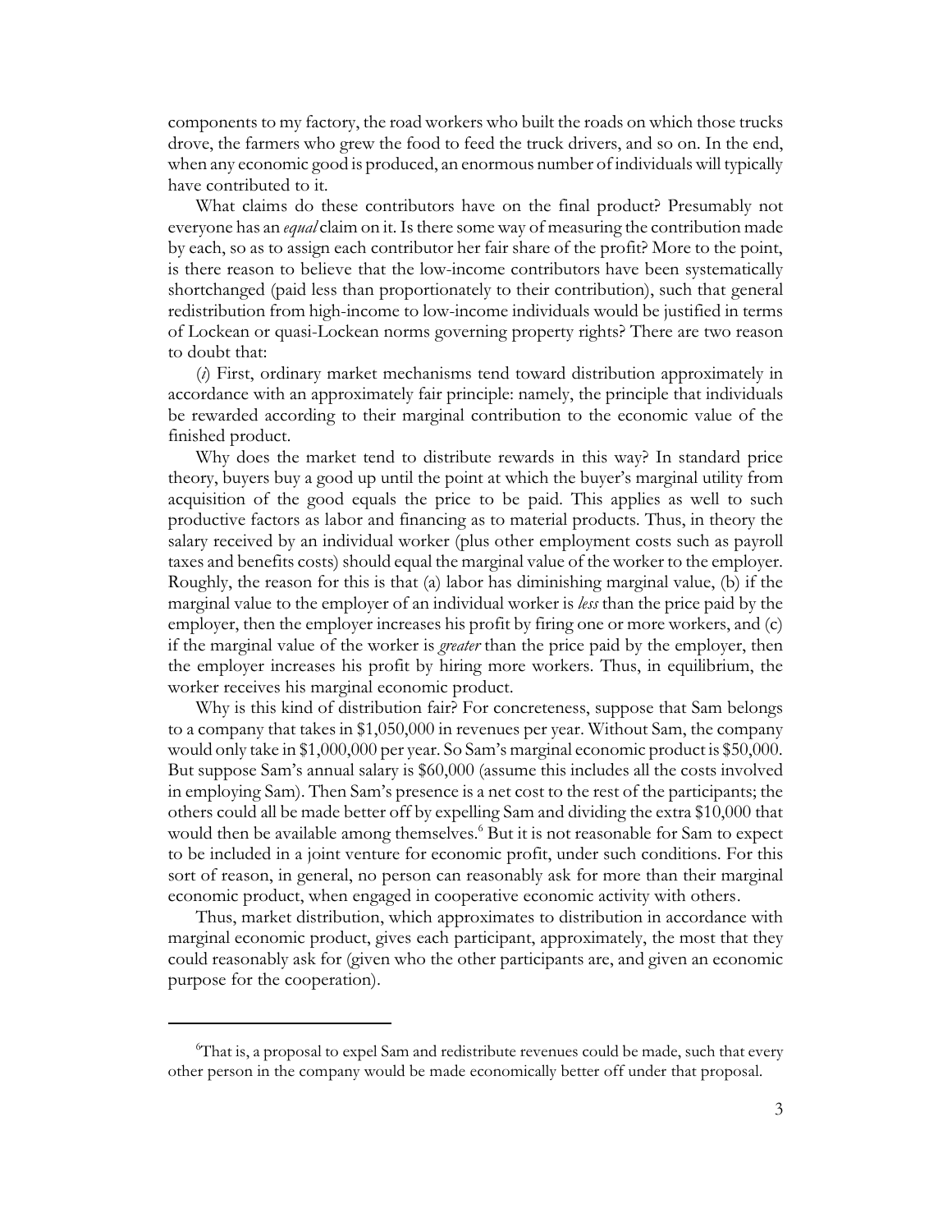components to my factory, the road workers who built the roads on which those trucks drove, the farmers who grew the food to feed the truck drivers, and so on. In the end, when any economic good is produced, an enormous number of individuals will typically have contributed to it.

What claims do these contributors have on the final product? Presumably not everyone has an *equal* claim on it. Is there some way of measuring the contribution made by each, so as to assign each contributor her fair share of the profit? More to the point, is there reason to believe that the low-income contributors have been systematically shortchanged (paid less than proportionately to their contribution), such that general redistribution from high-income to low-income individuals would be justified in terms of Lockean or quasi-Lockean norms governing property rights? There are two reason to doubt that:

(*i*) First, ordinary market mechanisms tend toward distribution approximately in accordance with an approximately fair principle: namely, the principle that individuals be rewarded according to their marginal contribution to the economic value of the finished product.

Why does the market tend to distribute rewards in this way? In standard price theory, buyers buy a good up until the point at which the buyer's marginal utility from acquisition of the good equals the price to be paid. This applies as well to such productive factors as labor and financing as to material products. Thus, in theory the salary received by an individual worker (plus other employment costs such as payroll taxes and benefits costs) should equal the marginal value of the worker to the employer. Roughly, the reason for this is that (a) labor has diminishing marginal value, (b) if the marginal value to the employer of an individual worker is *less* than the price paid by the employer, then the employer increases his profit by firing one or more workers, and (c) if the marginal value of the worker is *greater* than the price paid by the employer, then the employer increases his profit by hiring more workers. Thus, in equilibrium, the worker receives his marginal economic product.

Why is this kind of distribution fair? For concreteness, suppose that Sam belongs to a company that takes in $1,050,000 in revenues per year. Without Sam, the company would only take in $1,000,000 per year. So Sam's marginal economic product is $50,000. But suppose Sam's annual salary is $60,000 (assume this includes all the costs involved in employing Sam). Then Sam's presence is a net cost to the rest of the participants; the others could all be made better off by expelling Sam and dividing the extra $10,000 that would then be available among themselves.[6] But it is not reasonable for Sam to expect to be included in a joint venture for economic profit, under such conditions. For this sort of reason, in general, no person can reasonably ask for more than their marginal economic product, when engaged in cooperative economic activity with others.

Thus, market distribution, which approximates to distribution in accordance with marginal economic product, gives each participant, approximately, the most that they could reasonably ask for (given who the other participants are, and given an economic purpose for the cooperation).

---

[6]That is, a proposal to expel Sam and redistribute revenues could be made, such that every other person in the company would be made economically better off under that proposal.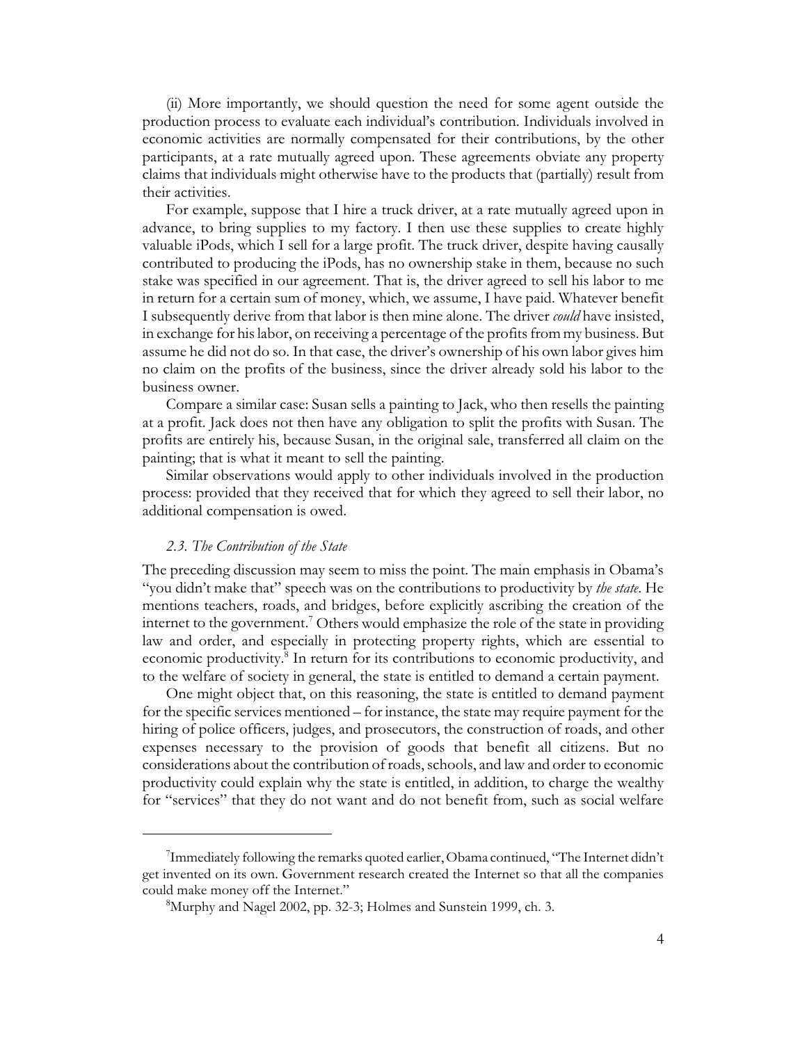(ii) More importantly, we should question the need for some agent outside the production process to evaluate each individual's contribution. Individuals involved in economic activities are normally compensated for their contributions, by the other participants, at a rate mutually agreed upon. These agreements obviate any property claims that individuals might otherwise have to the products that (partially) result from their activities.

For example, suppose that I hire a truck driver, at a rate mutually agreed upon in advance, to bring supplies to my factory. I then use these supplies to create highly valuable iPods, which I sell for a large profit. The truck driver, despite having causally contributed to producing the iPods, has no ownership stake in them, because no such stake was specified in our agreement. That is, the driver agreed to sell his labor to me in return for a certain sum of money, which, we assume, I have paid. Whatever benefit I subsequently derive from that labor is then mine alone. The driver *could* have insisted, in exchange for his labor, on receiving a percentage of the profits from my business. But assume he did not do so. In that case, the driver's ownership of his own labor gives him no claim on the profits of the business, since the driver already sold his labor to the business owner.

Compare a similar case: Susan sells a painting to Jack, who then resells the painting at a profit. Jack does not then have any obligation to split the profits with Susan. The profits are entirely his, because Susan, in the original sale, transferred all claim on the painting; that is what it meant to sell the painting.

Similar observations would apply to other individuals involved in the production process: provided that they received that for which they agreed to sell their labor, no additional compensation is owed.

### *2.3. The Contribution of the State*

The preceding discussion may seem to miss the point. The main emphasis in Obama's "you didn't make that" speech was on the contributions to productivity by *the state*. He mentions teachers, roads, and bridges, before explicitly ascribing the creation of the internet to the government.[7] Others would emphasize the role of the state in providing law and order, and especially in protecting property rights, which are essential to economic productivity.[8] In return for its contributions to economic productivity, and to the welfare of society in general, the state is entitled to demand a certain payment.

One might object that, on this reasoning, the state is entitled to demand payment for the specific services mentioned – for instance, the state may require payment for the hiring of police officers, judges, and prosecutors, the construction of roads, and other expenses necessary to the provision of goods that benefit all citizens. But no considerations about the contribution of roads, schools, and law and order to economic productivity could explain why the state is entitled, in addition, to charge the wealthy for "services" that they do not want and do not benefit from, such as social welfare

---

[7] Immediately following the remarks quoted earlier, Obama continued, "The Internet didn't get invented on its own. Government research created the Internet so that all the companies could make money off the Internet."

[8] Murphy and Nagel 2002, pp. 32-3; Holmes and Sunstein 1999, ch. 3.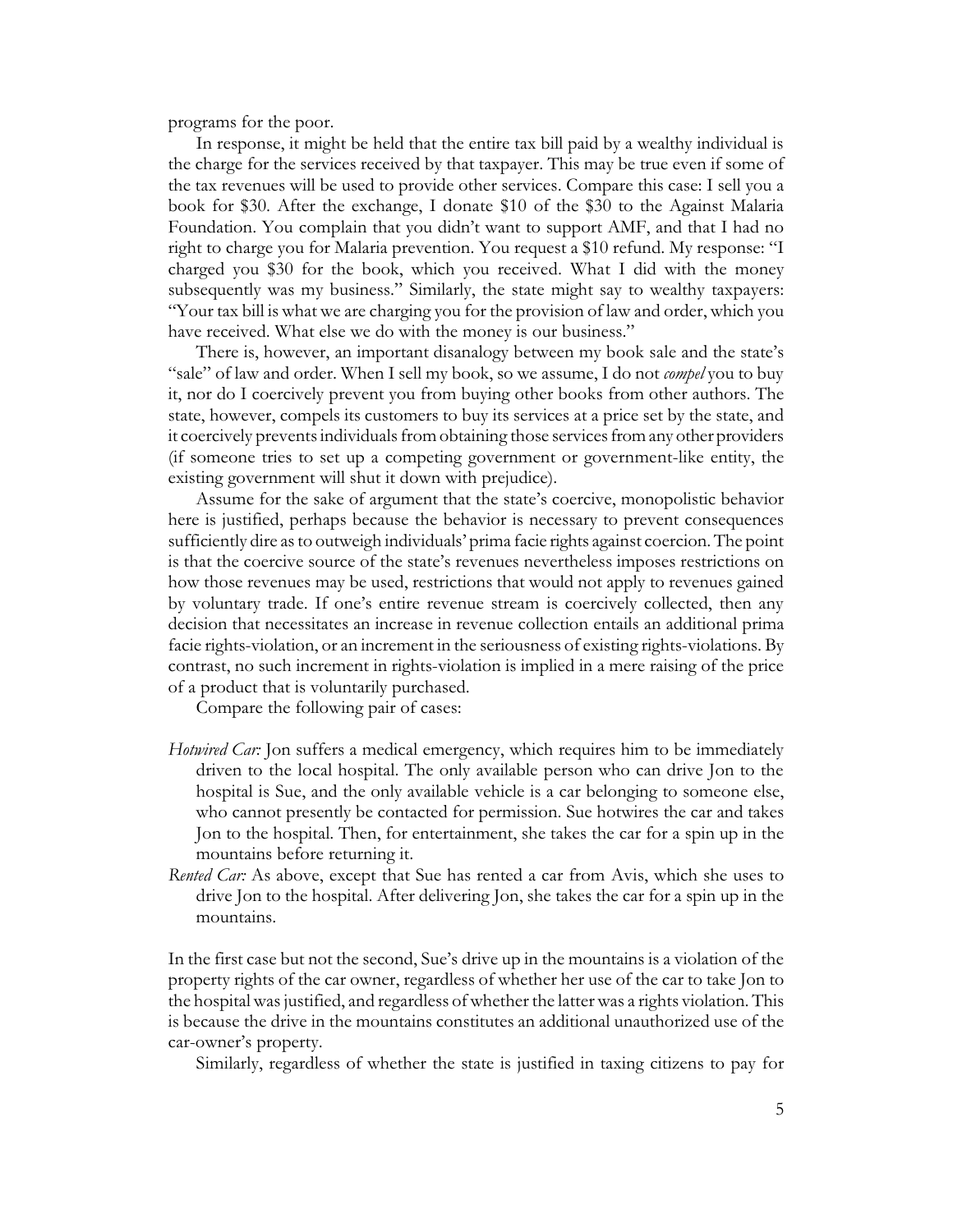programs for the poor.

In response, it might be held that the entire tax bill paid by a wealthy individual is the charge for the services received by that taxpayer. This may be true even if some of the tax revenues will be used to provide other services. Compare this case: I sell you a book for $30. After the exchange, I donate $10 of the $30 to the Against Malaria Foundation. You complain that you didn't want to support AMF, and that I had no right to charge you for Malaria prevention. You request a $10 refund. My response: "I charged you $30 for the book, which you received. What I did with the money subsequently was my business." Similarly, the state might say to wealthy taxpayers: "Your tax bill is what we are charging you for the provision of law and order, which you have received. What else we do with the money is our business."

There is, however, an important disanalogy between my book sale and the state's "sale" of law and order. When I sell my book, so we assume, I do not *compel* you to buy it, nor do I coercively prevent you from buying other books from other authors. The state, however, compels its customers to buy its services at a price set by the state, and it coercively prevents individuals from obtaining those services from any other providers (if someone tries to set up a competing government or government-like entity, the existing government will shut it down with prejudice).

Assume for the sake of argument that the state's coercive, monopolistic behavior here is justified, perhaps because the behavior is necessary to prevent consequences sufficiently dire as to outweigh individuals' prima facie rights against coercion. The point is that the coercive source of the state's revenues nevertheless imposes restrictions on how those revenues may be used, restrictions that would not apply to revenues gained by voluntary trade. If one's entire revenue stream is coercively collected, then any decision that necessitates an increase in revenue collection entails an additional prima facie rights-violation, or an increment in the seriousness of existing rights-violations. By contrast, no such increment in rights-violation is implied in a mere raising of the price of a product that is voluntarily purchased.

Compare the following pair of cases:

*Hotwired Car:* Jon suffers a medical emergency, which requires him to be immediately driven to the local hospital. The only available person who can drive Jon to the hospital is Sue, and the only available vehicle is a car belonging to someone else, who cannot presently be contacted for permission. Sue hotwires the car and takes Jon to the hospital. Then, for entertainment, she takes the car for a spin up in the mountains before returning it.

*Rented Car:* As above, except that Sue has rented a car from Avis, which she uses to drive Jon to the hospital. After delivering Jon, she takes the car for a spin up in the mountains.

In the first case but not the second, Sue's drive up in the mountains is a violation of the property rights of the car owner, regardless of whether her use of the car to take Jon to the hospital was justified, and regardless of whether the latter was a rights violation. This is because the drive in the mountains constitutes an additional unauthorized use of the car-owner's property.

Similarly, regardless of whether the state is justified in taxing citizens to pay for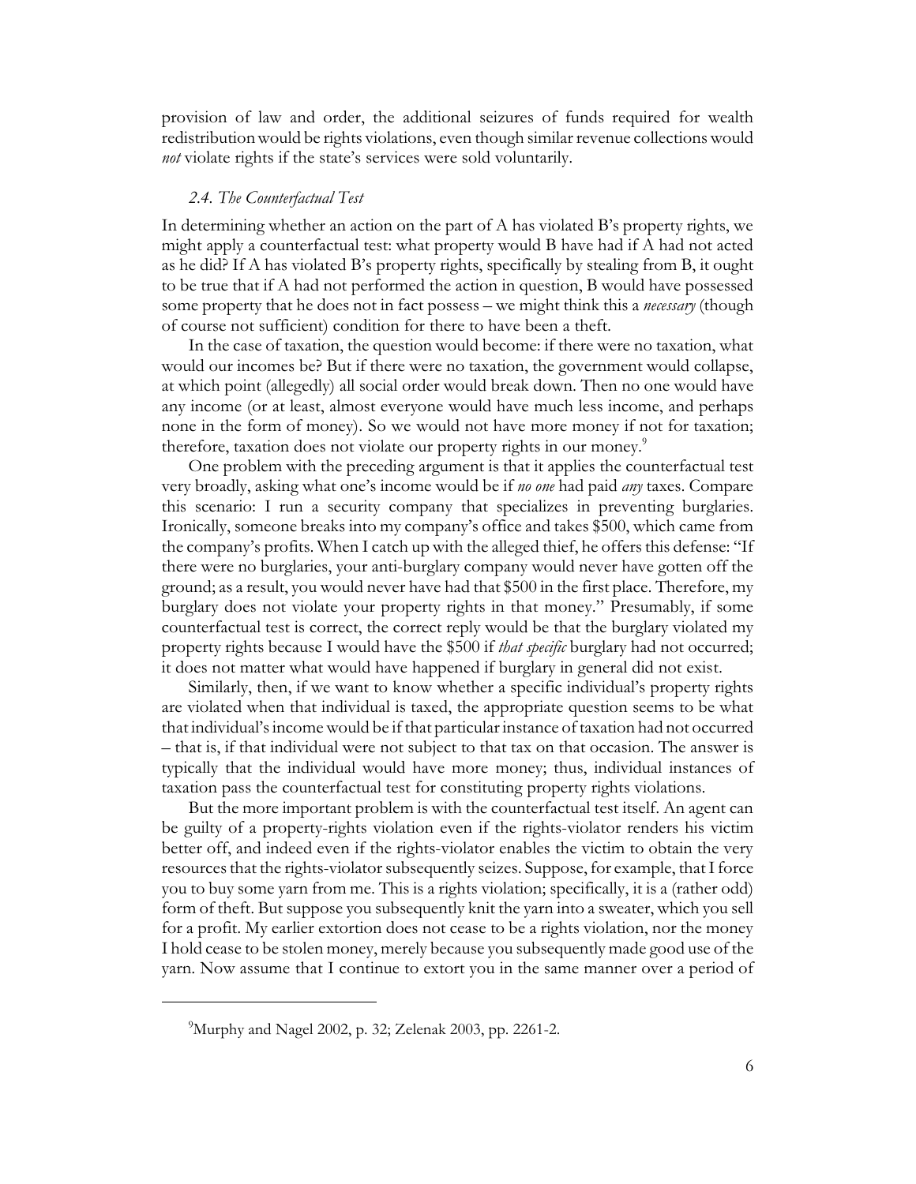provision of law and order, the additional seizures of funds required for wealth redistribution would be rights violations, even though similar revenue collections would *not* violate rights if the state's services were sold voluntarily.

### *2.4. The Counterfactual Test*

In determining whether an action on the part of A has violated B's property rights, we might apply a counterfactual test: what property would B have had if A had not acted as he did? If A has violated B's property rights, specifically by stealing from B, it ought to be true that if A had not performed the action in question, B would have possessed some property that he does not in fact possess – we might think this a *necessary* (though of course not sufficient) condition for there to have been a theft.

In the case of taxation, the question would become: if there were no taxation, what would our incomes be? But if there were no taxation, the government would collapse, at which point (allegedly) all social order would break down. Then no one would have any income (or at least, almost everyone would have much less income, and perhaps none in the form of money). So we would not have more money if not for taxation; therefore, taxation does not violate our property rights in our money.[9]

One problem with the preceding argument is that it applies the counterfactual test very broadly, asking what one's income would be if *no one* had paid *any* taxes. Compare this scenario: I run a security company that specializes in preventing burglaries. Ironically, someone breaks into my company's office and takes $500, which came from the company's profits. When I catch up with the alleged thief, he offers this defense: "If there were no burglaries, your anti-burglary company would never have gotten off the ground; as a result, you would never have had that $500 in the first place. Therefore, my burglary does not violate your property rights in that money." Presumably, if some counterfactual test is correct, the correct reply would be that the burglary violated my property rights because I would have the $500 if *that specific* burglary had not occurred; it does not matter what would have happened if burglary in general did not exist.

Similarly, then, if we want to know whether a specific individual's property rights are violated when that individual is taxed, the appropriate question seems to be what that individual's income would be if that particular instance of taxation had not occurred – that is, if that individual were not subject to that tax on that occasion. The answer is typically that the individual would have more money; thus, individual instances of taxation pass the counterfactual test for constituting property rights violations.

But the more important problem is with the counterfactual test itself. An agent can be guilty of a property-rights violation even if the rights-violator renders his victim better off, and indeed even if the rights-violator enables the victim to obtain the very resources that the rights-violator subsequently seizes. Suppose, for example, that I force you to buy some yarn from me. This is a rights violation; specifically, it is a (rather odd) form of theft. But suppose you subsequently knit the yarn into a sweater, which you sell for a profit. My earlier extortion does not cease to be a rights violation, nor the money I hold cease to be stolen money, merely because you subsequently made good use of the yarn. Now assume that I continue to extort you in the same manner over a period of

[9] Murphy and Nagel 2002, p. 32; Zelenak 2003, pp. 2261-2.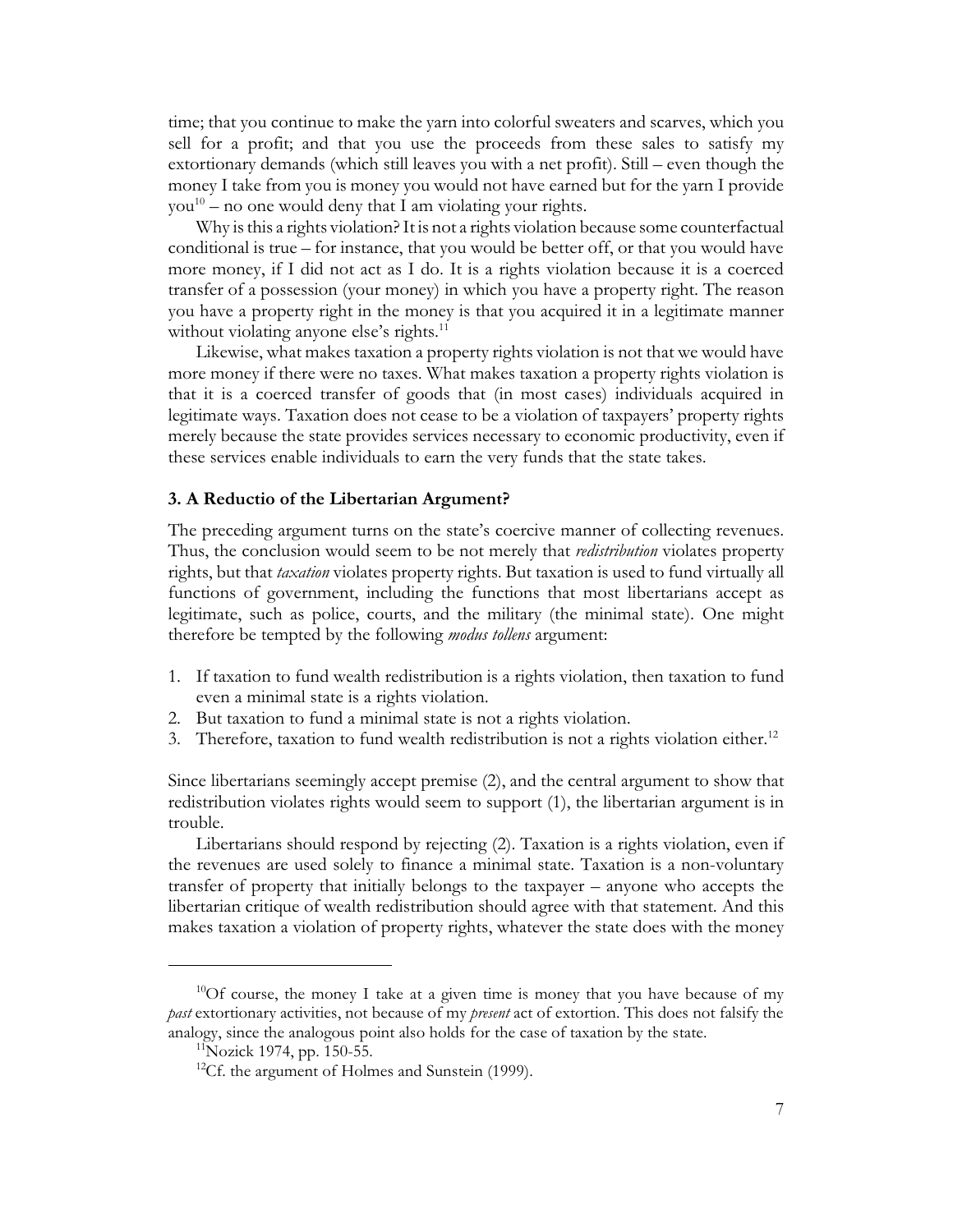time; that you continue to make the yarn into colorful sweaters and scarves, which you sell for a profit; and that you use the proceeds from these sales to satisfy my extortionary demands (which still leaves you with a net profit). Still – even though the money I take from you is money you would not have earned but for the yarn I provide you[10] – no one would deny that I am violating your rights.

Why is this a rights violation? It is not a rights violation because some counterfactual conditional is true – for instance, that you would be better off, or that you would have more money, if I did not act as I do. It is a rights violation because it is a coerced transfer of a possession (your money) in which you have a property right. The reason you have a property right in the money is that you acquired it in a legitimate manner without violating anyone else's rights.[11]

Likewise, what makes taxation a property rights violation is not that we would have more money if there were no taxes. What makes taxation a property rights violation is that it is a coerced transfer of goods that (in most cases) individuals acquired in legitimate ways. Taxation does not cease to be a violation of taxpayers' property rights merely because the state provides services necessary to economic productivity, even if these services enable individuals to earn the very funds that the state takes.

### 3. A Reductio of the Libertarian Argument?

The preceding argument turns on the state's coercive manner of collecting revenues. Thus, the conclusion would seem to be not merely that *redistribution* violates property rights, but that *taxation* violates property rights. But taxation is used to fund virtually all functions of government, including the functions that most libertarians accept as legitimate, such as police, courts, and the military (the minimal state). One might therefore be tempted by the following *modus tollens* argument:

1. If taxation to fund wealth redistribution is a rights violation, then taxation to fund even a minimal state is a rights violation.
2. But taxation to fund a minimal state is not a rights violation.
3. Therefore, taxation to fund wealth redistribution is not a rights violation either.[12]

Since libertarians seemingly accept premise (2), and the central argument to show that redistribution violates rights would seem to support (1), the libertarian argument is in trouble.

Libertarians should respond by rejecting (2). Taxation is a rights violation, even if the revenues are used solely to finance a minimal state. Taxation is a non-voluntary transfer of property that initially belongs to the taxpayer – anyone who accepts the libertarian critique of wealth redistribution should agree with that statement. And this makes taxation a violation of property rights, whatever the state does with the money

---

[10] Of course, the money I take at a given time is money that you have because of my *past* extortionary activities, not because of my *present* act of extortion. This does not falsify the analogy, since the analogous point also holds for the case of taxation by the state.

[11] Nozick 1974, pp. 150-55.

[12] Cf. the argument of Holmes and Sunstein (1999).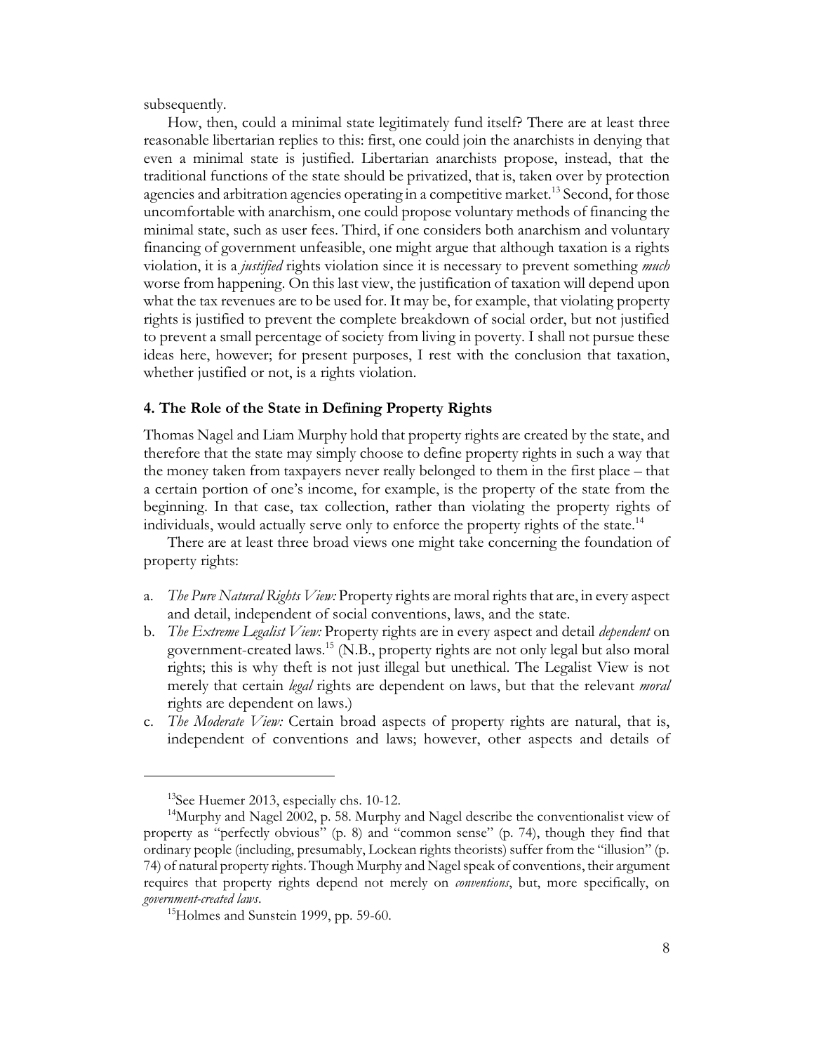subsequently.

How, then, could a minimal state legitimately fund itself? There are at least three reasonable libertarian replies to this: first, one could join the anarchists in denying that even a minimal state is justified. Libertarian anarchists propose, instead, that the traditional functions of the state should be privatized, that is, taken over by protection agencies and arbitration agencies operating in a competitive market.[13] Second, for those uncomfortable with anarchism, one could propose voluntary methods of financing the minimal state, such as user fees. Third, if one considers both anarchism and voluntary financing of government unfeasible, one might argue that although taxation is a rights violation, it is a *justified* rights violation since it is necessary to prevent something *much* worse from happening. On this last view, the justification of taxation will depend upon what the tax revenues are to be used for. It may be, for example, that violating property rights is justified to prevent the complete breakdown of social order, but not justified to prevent a small percentage of society from living in poverty. I shall not pursue these ideas here, however; for present purposes, I rest with the conclusion that taxation, whether justified or not, is a rights violation.

### 4. The Role of the State in Defining Property Rights

Thomas Nagel and Liam Murphy hold that property rights are created by the state, and therefore that the state may simply choose to define property rights in such a way that the money taken from taxpayers never really belonged to them in the first place – that a certain portion of one's income, for example, is the property of the state from the beginning. In that case, tax collection, rather than violating the property rights of individuals, would actually serve only to enforce the property rights of the state.[14]

There are at least three broad views one might take concerning the foundation of property rights:

a. *The Pure Natural Rights View:* Property rights are moral rights that are, in every aspect and detail, independent of social conventions, laws, and the state.
b. *The Extreme Legalist View:* Property rights are in every aspect and detail *dependent* on government-created laws.[15] (N.B., property rights are not only legal but also moral rights; this is why theft is not just illegal but unethical. The Legalist View is not merely that certain *legal* rights are dependent on laws, but that the relevant *moral* rights are dependent on laws.)
c. *The Moderate View:* Certain broad aspects of property rights are natural, that is, independent of conventions and laws; however, other aspects and details of

---

[13] See Huemer 2013, especially chs. 10-12.

[14] Murphy and Nagel 2002, p. 58. Murphy and Nagel describe the conventionalist view of property as "perfectly obvious" (p. 8) and "common sense" (p. 74), though they find that ordinary people (including, presumably, Lockean rights theorists) suffer from the "illusion" (p. 74) of natural property rights. Though Murphy and Nagel speak of conventions, their argument requires that property rights depend not merely on *conventions*, but, more specifically, on *government-created laws*.

[15] Holmes and Sunstein 1999, pp. 59-60.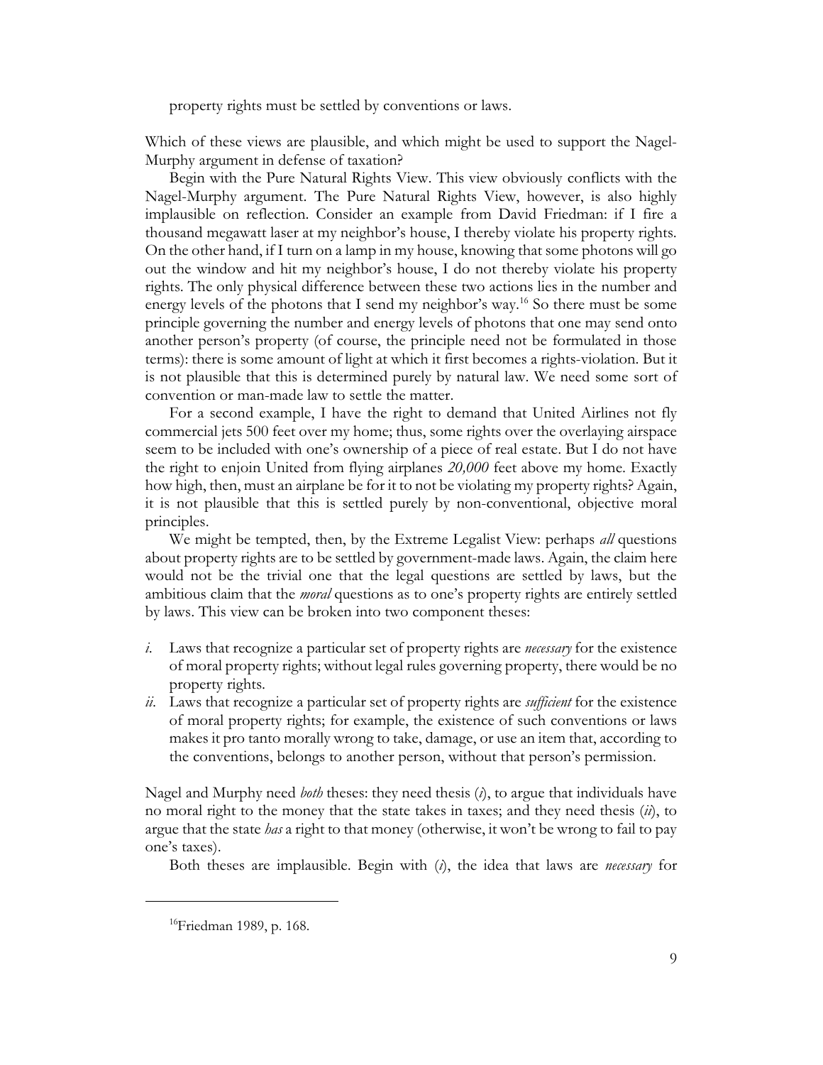property rights must be settled by conventions or laws.

Which of these views are plausible, and which might be used to support the Nagel-Murphy argument in defense of taxation?

Begin with the Pure Natural Rights View. This view obviously conflicts with the Nagel-Murphy argument. The Pure Natural Rights View, however, is also highly implausible on reflection. Consider an example from David Friedman: if I fire a thousand megawatt laser at my neighbor's house, I thereby violate his property rights. On the other hand, if I turn on a lamp in my house, knowing that some photons will go out the window and hit my neighbor's house, I do not thereby violate his property rights. The only physical difference between these two actions lies in the number and energy levels of the photons that I send my neighbor's way.[16] So there must be some principle governing the number and energy levels of photons that one may send onto another person's property (of course, the principle need not be formulated in those terms): there is some amount of light at which it first becomes a rights-violation. But it is not plausible that this is determined purely by natural law. We need some sort of convention or man-made law to settle the matter.

For a second example, I have the right to demand that United Airlines not fly commercial jets 500 feet over my home; thus, some rights over the overlaying airspace seem to be included with one's ownership of a piece of real estate. But I do not have the right to enjoin United from flying airplanes *20,000* feet above my home. Exactly how high, then, must an airplane be for it to not be violating my property rights? Again, it is not plausible that this is settled purely by non-conventional, objective moral principles.

We might be tempted, then, by the Extreme Legalist View: perhaps *all* questions about property rights are to be settled by government-made laws. Again, the claim here would not be the trivial one that the legal questions are settled by laws, but the ambitious claim that the *moral* questions as to one's property rights are entirely settled by laws. This view can be broken into two component theses:

*i.* Laws that recognize a particular set of property rights are *necessary* for the existence of moral property rights; without legal rules governing property, there would be no property rights.

*ii.* Laws that recognize a particular set of property rights are *sufficient* for the existence of moral property rights; for example, the existence of such conventions or laws makes it pro tanto morally wrong to take, damage, or use an item that, according to the conventions, belongs to another person, without that person's permission.

Nagel and Murphy need *both* theses: they need thesis (*i*), to argue that individuals have no moral right to the money that the state takes in taxes; and they need thesis (*ii*), to argue that the state *has* a right to that money (otherwise, it won't be wrong to fail to pay one's taxes).

Both theses are implausible. Begin with (*i*), the idea that laws are *necessary* for

[16] Friedman 1989, p. 168.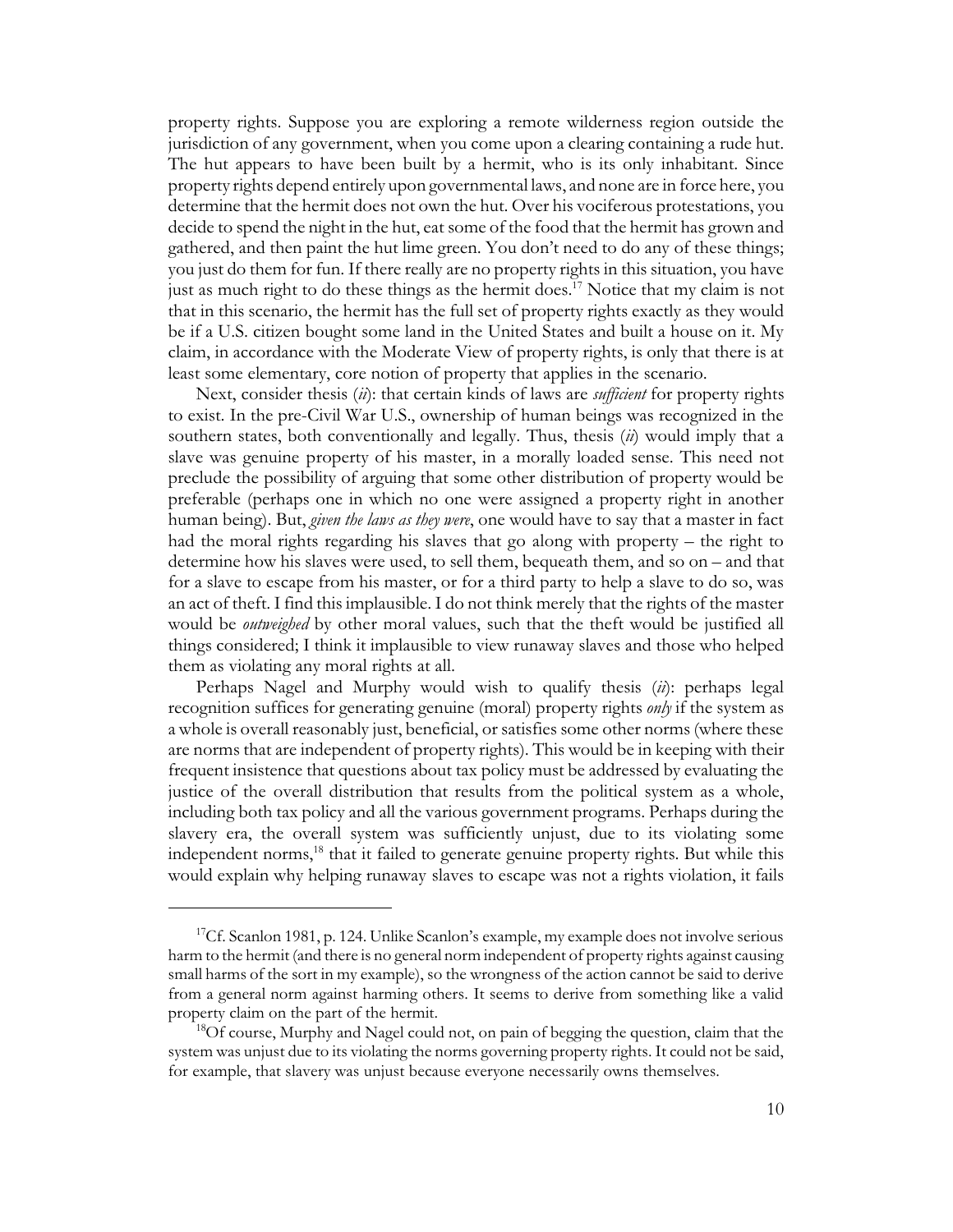property rights. Suppose you are exploring a remote wilderness region outside the jurisdiction of any government, when you come upon a clearing containing a rude hut. The hut appears to have been built by a hermit, who is its only inhabitant. Since property rights depend entirely upon governmental laws, and none are in force here, you determine that the hermit does not own the hut. Over his vociferous protestations, you decide to spend the night in the hut, eat some of the food that the hermit has grown and gathered, and then paint the hut lime green. You don't need to do any of these things; you just do them for fun. If there really are no property rights in this situation, you have just as much right to do these things as the hermit does.[17] Notice that my claim is not that in this scenario, the hermit has the full set of property rights exactly as they would be if a U.S. citizen bought some land in the United States and built a house on it. My claim, in accordance with the Moderate View of property rights, is only that there is at least some elementary, core notion of property that applies in the scenario.

Next, consider thesis (*ii*): that certain kinds of laws are *sufficient* for property rights to exist. In the pre-Civil War U.S., ownership of human beings was recognized in the southern states, both conventionally and legally. Thus, thesis (*ii*) would imply that a slave was genuine property of his master, in a morally loaded sense. This need not preclude the possibility of arguing that some other distribution of property would be preferable (perhaps one in which no one were assigned a property right in another human being). But, *given the laws as they were*, one would have to say that a master in fact had the moral rights regarding his slaves that go along with property – the right to determine how his slaves were used, to sell them, bequeath them, and so on – and that for a slave to escape from his master, or for a third party to help a slave to do so, was an act of theft. I find this implausible. I do not think merely that the rights of the master would be *outweighed* by other moral values, such that the theft would be justified all things considered; I think it implausible to view runaway slaves and those who helped them as violating any moral rights at all.

Perhaps Nagel and Murphy would wish to qualify thesis (*ii*): perhaps legal recognition suffices for generating genuine (moral) property rights *only* if the system as a whole is overall reasonably just, beneficial, or satisfies some other norms (where these are norms that are independent of property rights). This would be in keeping with their frequent insistence that questions about tax policy must be addressed by evaluating the justice of the overall distribution that results from the political system as a whole, including both tax policy and all the various government programs. Perhaps during the slavery era, the overall system was sufficiently unjust, due to its violating some independent norms,[18] that it failed to generate genuine property rights. But while this would explain why helping runaway slaves to escape was not a rights violation, it fails

---

[17] Cf. Scanlon 1981, p. 124. Unlike Scanlon's example, my example does not involve serious harm to the hermit (and there is no general norm independent of property rights against causing small harms of the sort in my example), so the wrongness of the action cannot be said to derive from a general norm against harming others. It seems to derive from something like a valid property claim on the part of the hermit.

[18] Of course, Murphy and Nagel could not, on pain of begging the question, claim that the system was unjust due to its violating the norms governing property rights. It could not be said, for example, that slavery was unjust because everyone necessarily owns themselves.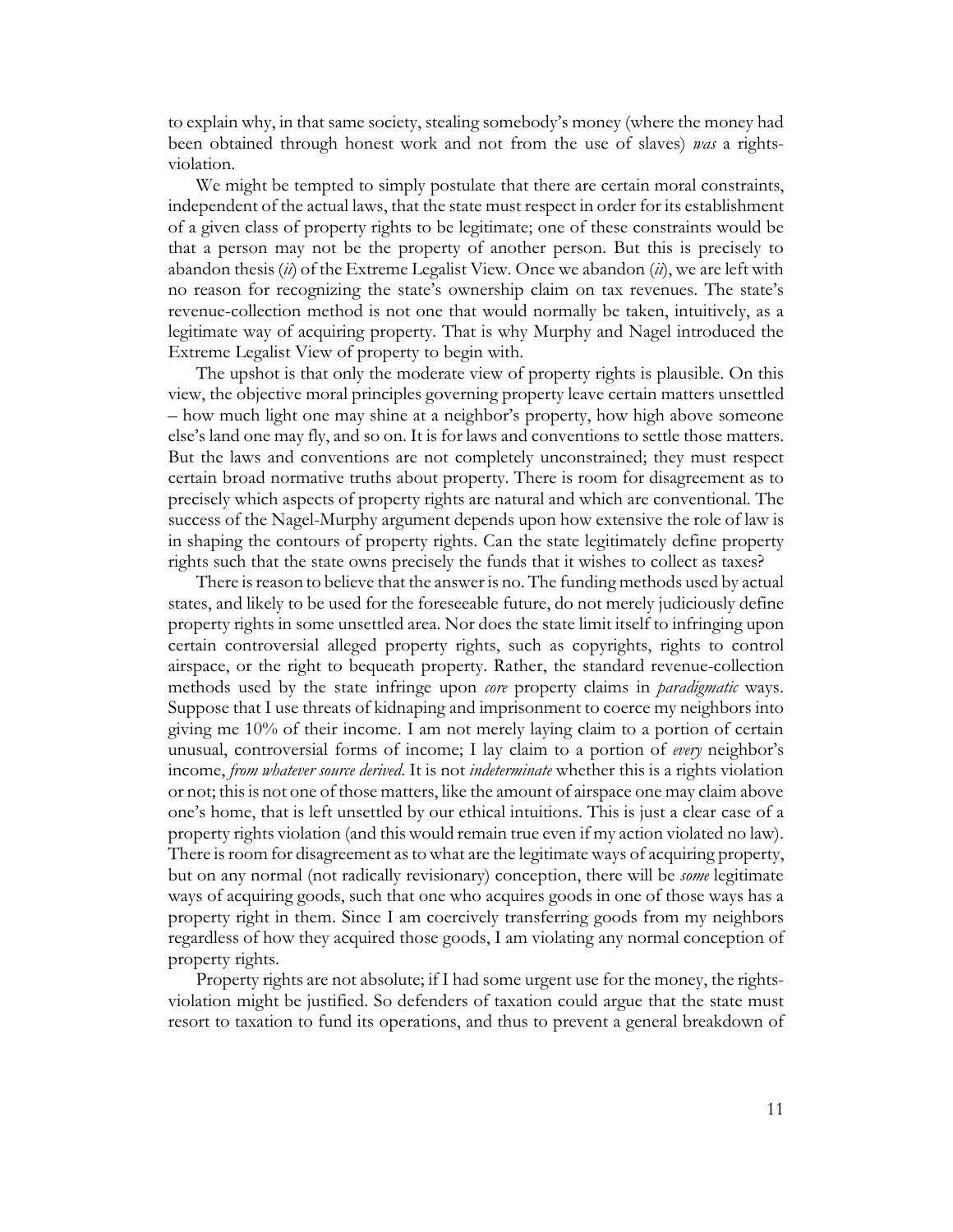to explain why, in that same society, stealing somebody's money (where the money had been obtained through honest work and not from the use of slaves) *was* a rights-violation.

We might be tempted to simply postulate that there are certain moral constraints, independent of the actual laws, that the state must respect in order for its establishment of a given class of property rights to be legitimate; one of these constraints would be that a person may not be the property of another person. But this is precisely to abandon thesis (*ii*) of the Extreme Legalist View. Once we abandon (*ii*), we are left with no reason for recognizing the state's ownership claim on tax revenues. The state's revenue-collection method is not one that would normally be taken, intuitively, as a legitimate way of acquiring property. That is why Murphy and Nagel introduced the Extreme Legalist View of property to begin with.

The upshot is that only the moderate view of property rights is plausible. On this view, the objective moral principles governing property leave certain matters unsettled – how much light one may shine at a neighbor's property, how high above someone else's land one may fly, and so on. It is for laws and conventions to settle those matters. But the laws and conventions are not completely unconstrained; they must respect certain broad normative truths about property. There is room for disagreement as to precisely which aspects of property rights are natural and which are conventional. The success of the Nagel-Murphy argument depends upon how extensive the role of law is in shaping the contours of property rights. Can the state legitimately define property rights such that the state owns precisely the funds that it wishes to collect as taxes?

There is reason to believe that the answer is no. The funding methods used by actual states, and likely to be used for the foreseeable future, do not merely judiciously define property rights in some unsettled area. Nor does the state limit itself to infringing upon certain controversial alleged property rights, such as copyrights, rights to control airspace, or the right to bequeath property. Rather, the standard revenue-collection methods used by the state infringe upon *core* property claims in *paradigmatic* ways. Suppose that I use threats of kidnaping and imprisonment to coerce my neighbors into giving me 10% of their income. I am not merely laying claim to a portion of certain unusual, controversial forms of income; I lay claim to a portion of *every* neighbor's income, *from whatever source derived*. It is not *indeterminate* whether this is a rights violation or not; this is not one of those matters, like the amount of airspace one may claim above one's home, that is left unsettled by our ethical intuitions. This is just a clear case of a property rights violation (and this would remain true even if my action violated no law). There is room for disagreement as to what are the legitimate ways of acquiring property, but on any normal (not radically revisionary) conception, there will be *some* legitimate ways of acquiring goods, such that one who acquires goods in one of those ways has a property right in them. Since I am coercively transferring goods from my neighbors regardless of how they acquired those goods, I am violating any normal conception of property rights.

Property rights are not absolute; if I had some urgent use for the money, the rights-violation might be justified. So defenders of taxation could argue that the state must resort to taxation to fund its operations, and thus to prevent a general breakdown of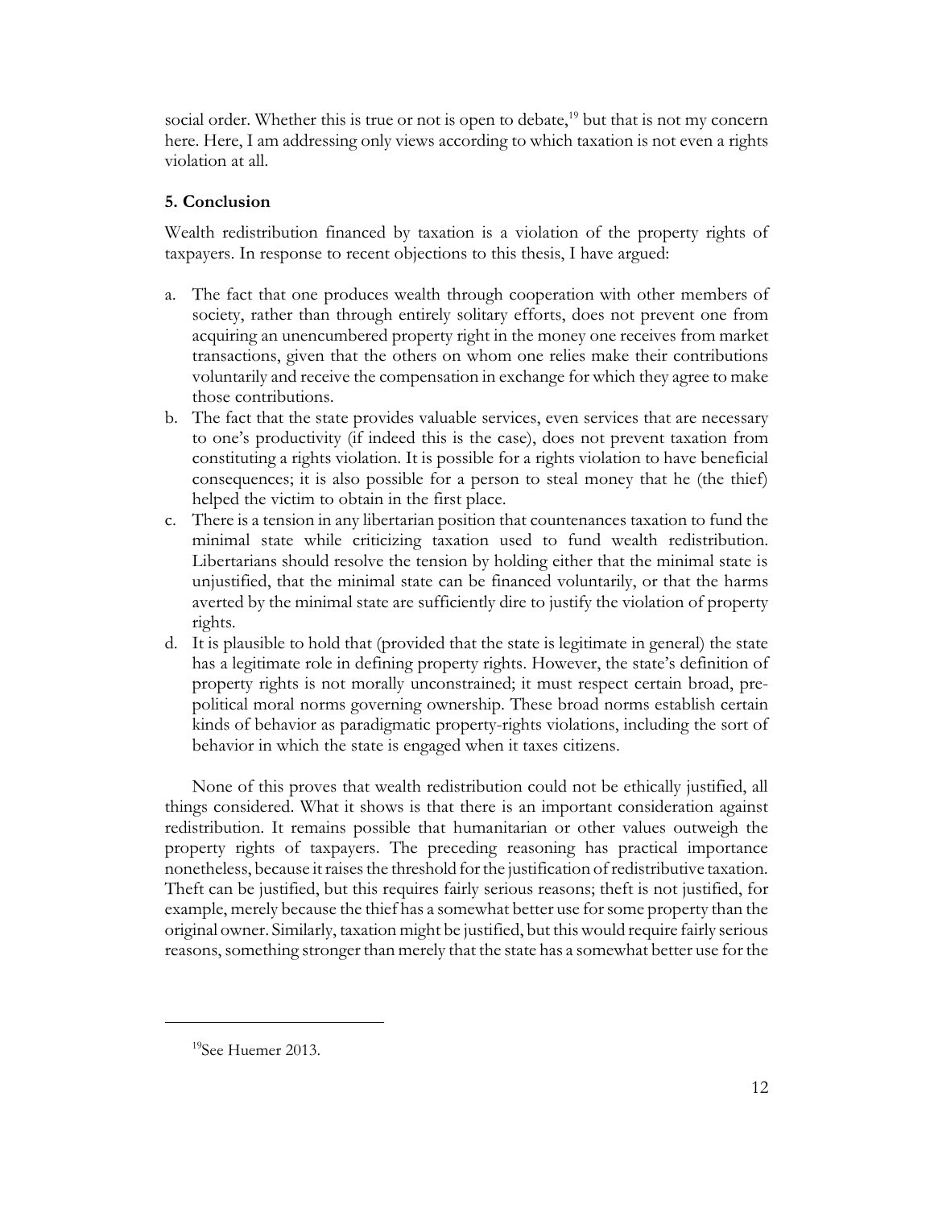social order. Whether this is true or not is open to debate,[19] but that is not my concern here. Here, I am addressing only views according to which taxation is not even a rights violation at all.

## 5. Conclusion

Wealth redistribution financed by taxation is a violation of the property rights of taxpayers. In response to recent objections to this thesis, I have argued:

a. The fact that one produces wealth through cooperation with other members of society, rather than through entirely solitary efforts, does not prevent one from acquiring an unencumbered property right in the money one receives from market transactions, given that the others on whom one relies make their contributions voluntarily and receive the compensation in exchange for which they agree to make those contributions.
b. The fact that the state provides valuable services, even services that are necessary to one's productivity (if indeed this is the case), does not prevent taxation from constituting a rights violation. It is possible for a rights violation to have beneficial consequences; it is also possible for a person to steal money that he (the thief) helped the victim to obtain in the first place.
c. There is a tension in any libertarian position that countenances taxation to fund the minimal state while criticizing taxation used to fund wealth redistribution. Libertarians should resolve the tension by holding either that the minimal state is unjustified, that the minimal state can be financed voluntarily, or that the harms averted by the minimal state are sufficiently dire to justify the violation of property rights.
d. It is plausible to hold that (provided that the state is legitimate in general) the state has a legitimate role in defining property rights. However, the state's definition of property rights is not morally unconstrained; it must respect certain broad, pre-political moral norms governing ownership. These broad norms establish certain kinds of behavior as paradigmatic property-rights violations, including the sort of behavior in which the state is engaged when it taxes citizens.

None of this proves that wealth redistribution could not be ethically justified, all things considered. What it shows is that there is an important consideration against redistribution. It remains possible that humanitarian or other values outweigh the property rights of taxpayers. The preceding reasoning has practical importance nonetheless, because it raises the threshold for the justification of redistributive taxation. Theft can be justified, but this requires fairly serious reasons; theft is not justified, for example, merely because the thief has a somewhat better use for some property than the original owner. Similarly, taxation might be justified, but this would require fairly serious reasons, something stronger than merely that the state has a somewhat better use for the

[19] See Huemer 2013.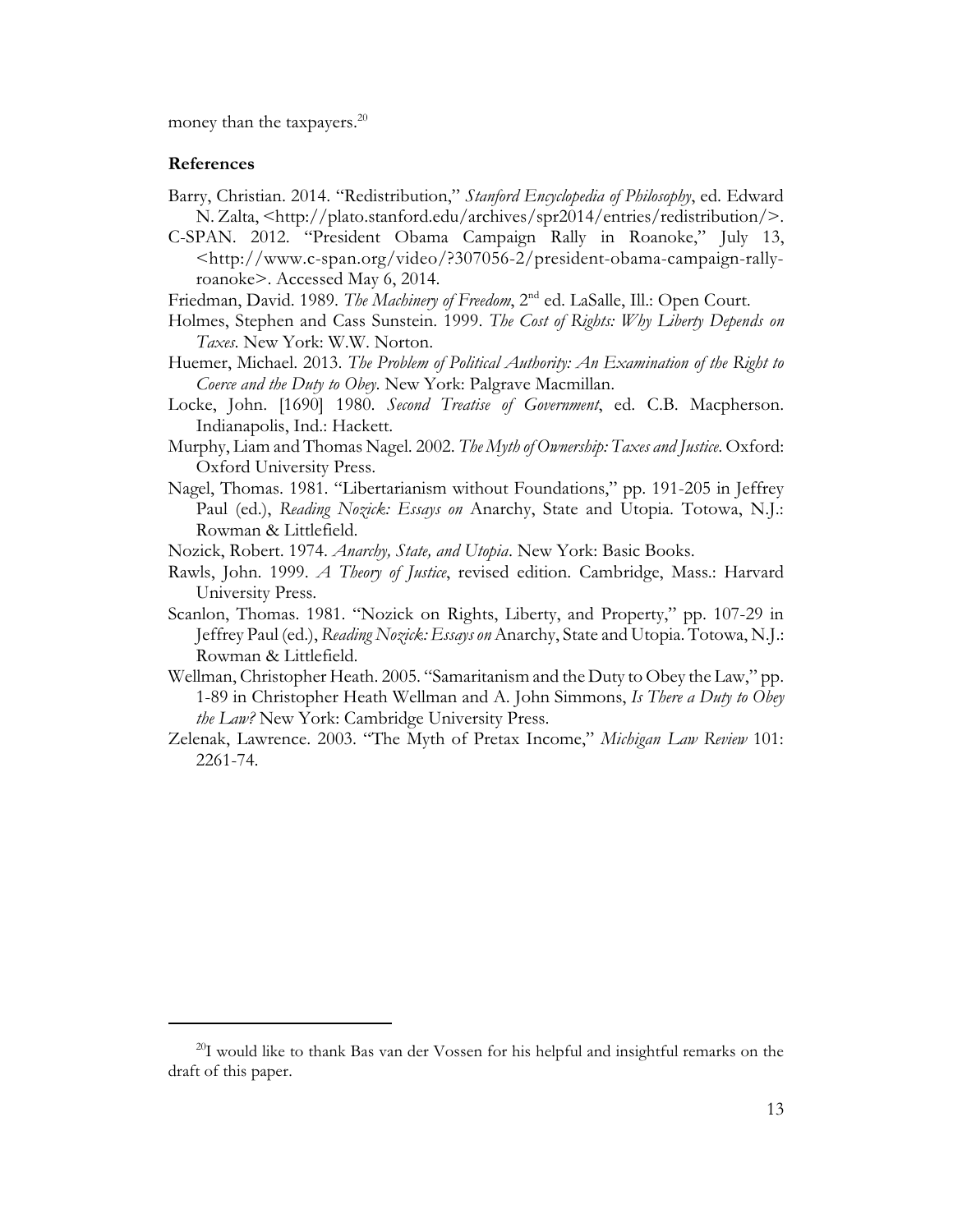money than the taxpayers.[20]

**References**

Barry, Christian. 2014. "Redistribution," *Stanford Encyclopedia of Philosophy*, ed. Edward N. Zalta, <http://plato.stanford.edu/archives/spr2014/entries/redistribution/>.

C-SPAN. 2012. "President Obama Campaign Rally in Roanoke," July 13, <http://www.c-span.org/video/?307056-2/president-obama-campaign-rally-roanoke>. Accessed May 6, 2014.

Friedman, David. 1989. *The Machinery of Freedom*, 2nd ed. LaSalle, Ill.: Open Court.

Holmes, Stephen and Cass Sunstein. 1999. *The Cost of Rights: Why Liberty Depends on Taxes*. New York: W.W. Norton.

Huemer, Michael. 2013. *The Problem of Political Authority: An Examination of the Right to Coerce and the Duty to Obey*. New York: Palgrave Macmillan.

Locke, John. [1690] 1980. *Second Treatise of Government*, ed. C.B. Macpherson. Indianapolis, Ind.: Hackett.

Murphy, Liam and Thomas Nagel. 2002. *The Myth of Ownership: Taxes and Justice*. Oxford: Oxford University Press.

Nagel, Thomas. 1981. "Libertarianism without Foundations," pp. 191-205 in Jeffrey Paul (ed.), *Reading Nozick: Essays on* Anarchy, State and Utopia. Totowa, N.J.: Rowman & Littlefield.

Nozick, Robert. 1974. *Anarchy, State, and Utopia*. New York: Basic Books.

Rawls, John. 1999. *A Theory of Justice*, revised edition. Cambridge, Mass.: Harvard University Press.

Scanlon, Thomas. 1981. "Nozick on Rights, Liberty, and Property," pp. 107-29 in Jeffrey Paul (ed.), *Reading Nozick: Essays on* Anarchy, State and Utopia. Totowa, N.J.: Rowman & Littlefield.

Wellman, Christopher Heath. 2005. "Samaritanism and the Duty to Obey the Law," pp. 1-89 in Christopher Heath Wellman and A. John Simmons, *Is There a Duty to Obey the Law?* New York: Cambridge University Press.

Zelenak, Lawrence. 2003. "The Myth of Pretax Income," *Michigan Law Review* 101: 2261-74.

[20] I would like to thank Bas van der Vossen for his helpful and insightful remarks on the draft of this paper.